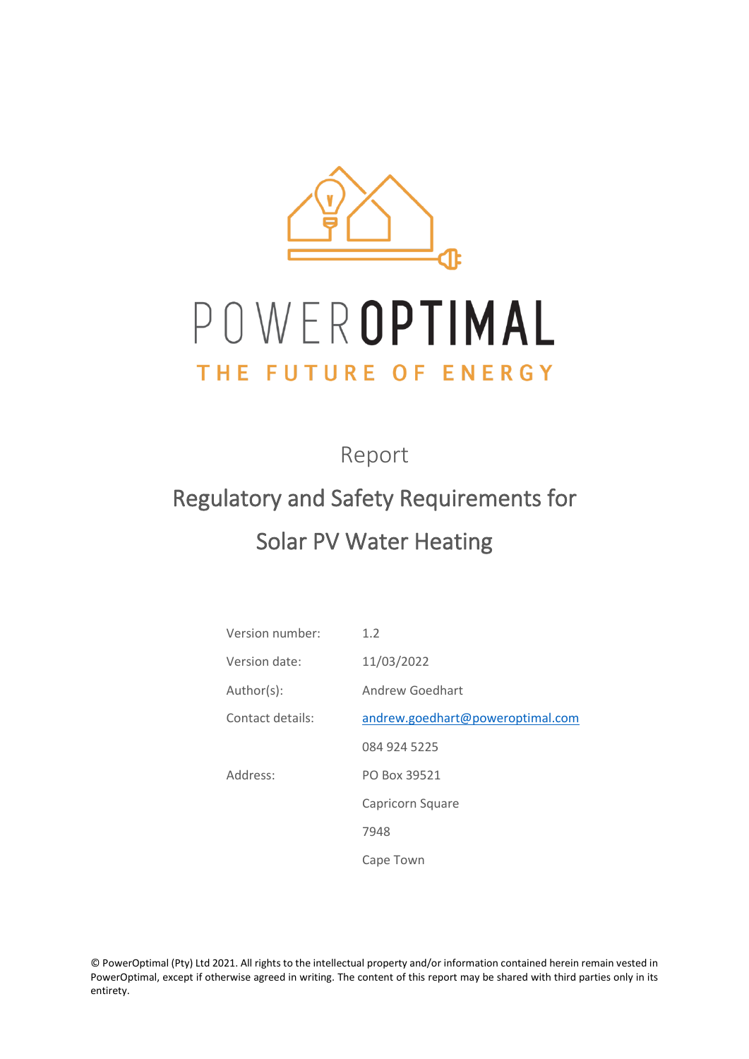POWEROPTIMAL

THE FUTURE OF ENERGY

Report

# Regulatory and Safety Requirements for Solar PV Water Heating

| | |
|---|---|
| Version number: | 1.2 |
| Version date: | 11/03/2022 |
| Author(s): | Andrew Goedhart |
| Contact details: | andrew.goedhart@poweroptimal.com |
| | 084 924 5225 |
| Address: | PO Box 39521 |
| | Capricorn Square |
| | 7948 |
| | Cape Town |

© PowerOptimal (Pty) Ltd 2021. All rights to the intellectual property and/or information contained herein remain vested in PowerOptimal, except if otherwise agreed in writing. The content of this report may be shared with third parties only in its entirety.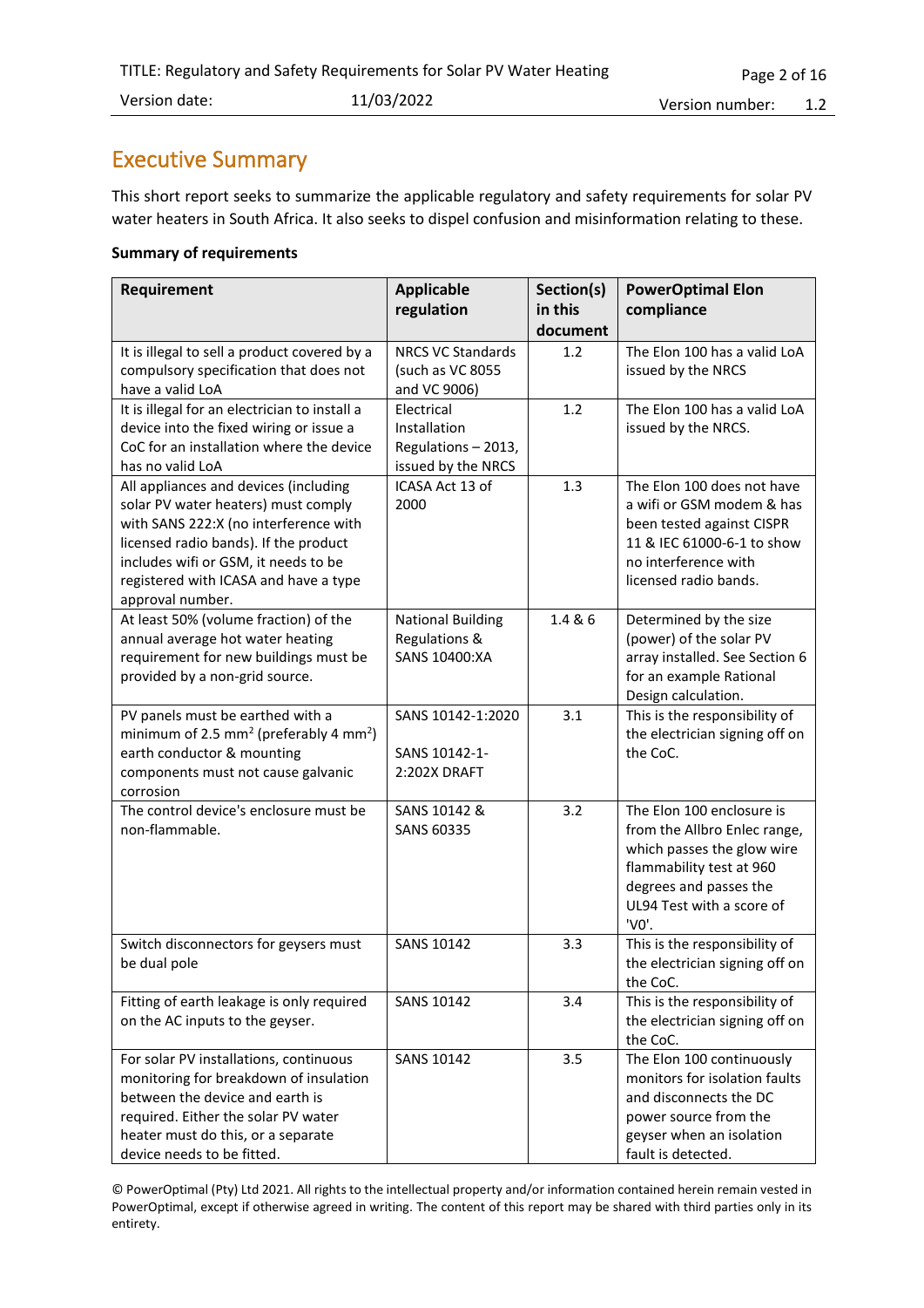# Executive Summary

This short report seeks to summarize the applicable regulatory and safety requirements for solar PV water heaters in South Africa. It also seeks to dispel confusion and misinformation relating to these.

**Summary of requirements**

| Requirement | Applicable regulation | Section(s) in this document | PowerOptimal Elon compliance |
|---|---|---|---|
| It is illegal to sell a product covered by a compulsory specification that does not have a valid LoA | NRCS VC Standards (such as VC 8055 and VC 9006) | 1.2 | The Elon 100 has a valid LoA issued by the NRCS |
| It is illegal for an electrician to install a device into the fixed wiring or issue a CoC for an installation where the device has no valid LoA | Electrical Installation Regulations – 2013, issued by the NRCS | 1.2 | The Elon 100 has a valid LoA issued by the NRCS. |
| All appliances and devices (including solar PV water heaters) must comply with SANS 222:X (no interference with licensed radio bands). If the product includes wifi or GSM, it needs to be registered with ICASA and have a type approval number. | ICASA Act 13 of 2000 | 1.3 | The Elon 100 does not have a wifi or GSM modem & has been tested against CISPR 11 & IEC 61000-6-1 to show no interference with licensed radio bands. |
| At least 50% (volume fraction) of the annual average hot water heating requirement for new buildings must be provided by a non-grid source. | National Building Regulations & SANS 10400:XA | 1.4 & 6 | Determined by the size (power) of the solar PV array installed. See Section 6 for an example Rational Design calculation. |
| PV panels must be earthed with a minimum of 2.5 mm$^2$ (preferably 4 mm$^2$) earth conductor & mounting components must not cause galvanic corrosion | SANS 10142-1:2020<br><br>SANS 10142-1-2:202X DRAFT | 3.1 | This is the responsibility of the electrician signing off on the CoC. |
| The control device's enclosure must be non-flammable. | SANS 10142 & SANS 60335 | 3.2 | The Elon 100 enclosure is from the Allbro Enlec range, which passes the glow wire flammability test at 960 degrees and passes the UL94 Test with a score of 'V0'. |
| Switch disconnectors for geysers must be dual pole | SANS 10142 | 3.3 | This is the responsibility of the electrician signing off on the CoC. |
| Fitting of earth leakage is only required on the AC inputs to the geyser. | SANS 10142 | 3.4 | This is the responsibility of the electrician signing off on the CoC. |
| For solar PV installations, continuous monitoring for breakdown of insulation between the device and earth is required. Either the solar PV water heater must do this, or a separate device needs to be fitted. | SANS 10142 | 3.5 | The Elon 100 continuously monitors for isolation faults and disconnects the DC power source from the geyser when an isolation fault is detected. |

© PowerOptimal (Pty) Ltd 2021. All rights to the intellectual property and/or information contained herein remain vested in PowerOptimal, except if otherwise agreed in writing. The content of this report may be shared with third parties only in its entirety.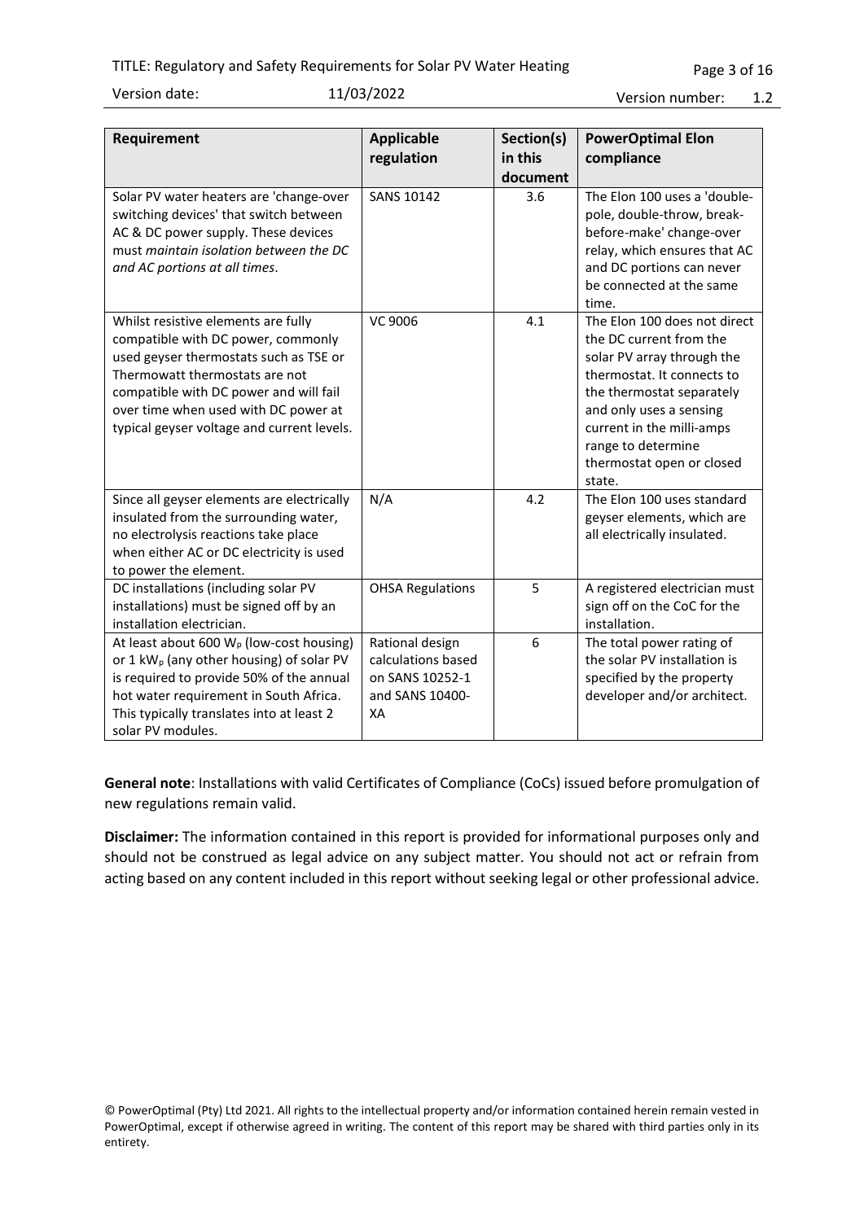| Requirement | Applicable regulation | Section(s) in this document | PowerOptimal Elon compliance |
|---|---|---|---|
| Solar PV water heaters are 'change-over switching devices' that switch between AC & DC power supply. These devices must *maintain isolation between the DC and AC portions at all times*. | SANS 10142 | 3.6 | The Elon 100 uses a 'double-pole, double-throw, break-before-make' change-over relay, which ensures that AC and DC portions can never be connected at the same time. |
| Whilst resistive elements are fully compatible with DC power, commonly used geyser thermostats such as TSE or Thermowatt thermostats are not compatible with DC power and will fail over time when used with DC power at typical geyser voltage and current levels. | VC 9006 | 4.1 | The Elon 100 does not direct the DC current from the solar PV array through the thermostat. It connects to the thermostat separately and only uses a sensing current in the milli-amps range to determine thermostat open or closed state. |
| Since all geyser elements are electrically insulated from the surrounding water, no electrolysis reactions take place when either AC or DC electricity is used to power the element. | N/A | 4.2 | The Elon 100 uses standard geyser elements, which are all electrically insulated. |
| DC installations (including solar PV installations) must be signed off by an installation electrician. | OHSA Regulations | 5 | A registered electrician must sign off on the CoC for the installation. |
| At least about 600 $W_p$ (low-cost housing) or 1 $kW_p$ (any other housing) of solar PV is required to provide 50% of the annual hot water requirement in South Africa. This typically translates into at least 2 solar PV modules. | Rational design calculations based on SANS 10252-1 and SANS 10400-XA | 6 | The total power rating of the solar PV installation is specified by the property developer and/or architect. |

**General note**: Installations with valid Certificates of Compliance (CoCs) issued before promulgation of new regulations remain valid.

**Disclaimer:** The information contained in this report is provided for informational purposes only and should not be construed as legal advice on any subject matter. You should not act or refrain from acting based on any content included in this report without seeking legal or other professional advice.

© PowerOptimal (Pty) Ltd 2021. All rights to the intellectual property and/or information contained herein remain vested in PowerOptimal, except if otherwise agreed in writing. The content of this report may be shared with third parties only in its entirety.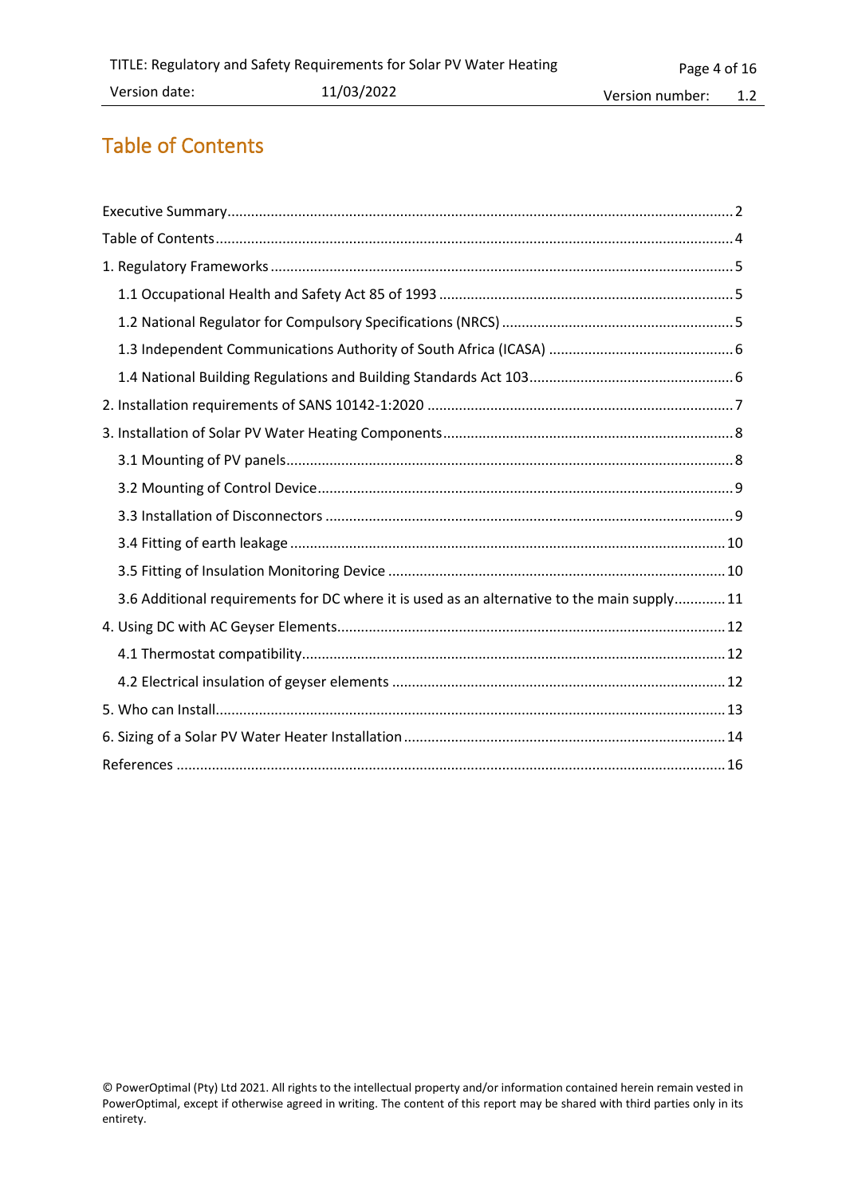# Table of Contents

Executive Summary.......................................................................................................2
Table of Contents.........................................................................................................4
1. Regulatory Frameworks..............................................................................................5
  1.1 Occupational Health and Safety Act 85 of 1993 .......................................................5
  1.2 National Regulator for Compulsory Specifications (NRCS) ..........................................5
  1.3 Independent Communications Authority of South Africa (ICASA) .................................6
  1.4 National Building Regulations and Building Standards Act 103.....................................6
2. Installation requirements of SANS 10142-1:2020 ..........................................................7
3. Installation of Solar PV Water Heating Components.......................................................8
  3.1 Mounting of PV panels..........................................................................................8
  3.2 Mounting of Control Device...................................................................................9
  3.3 Installation of Disconnectors ..................................................................................9
  3.4 Fitting of earth leakage .......................................................................................10
  3.5 Fitting of Insulation Monitoring Device ..................................................................10
  3.6 Additional requirements for DC where it is used as an alternative to the main supply.............11
4. Using DC with AC Geyser Elements.............................................................................12
  4.1 Thermostat compatibility......................................................................................12
  4.2 Electrical insulation of geyser elements .................................................................12
5. Who can Install........................................................................................................13
6. Sizing of a Solar PV Water Heater Installation..............................................................14
References ..................................................................................................................16

© PowerOptimal (Pty) Ltd 2021. All rights to the intellectual property and/or information contained herein remain vested in PowerOptimal, except if otherwise agreed in writing. The content of this report may be shared with third parties only in its entirety.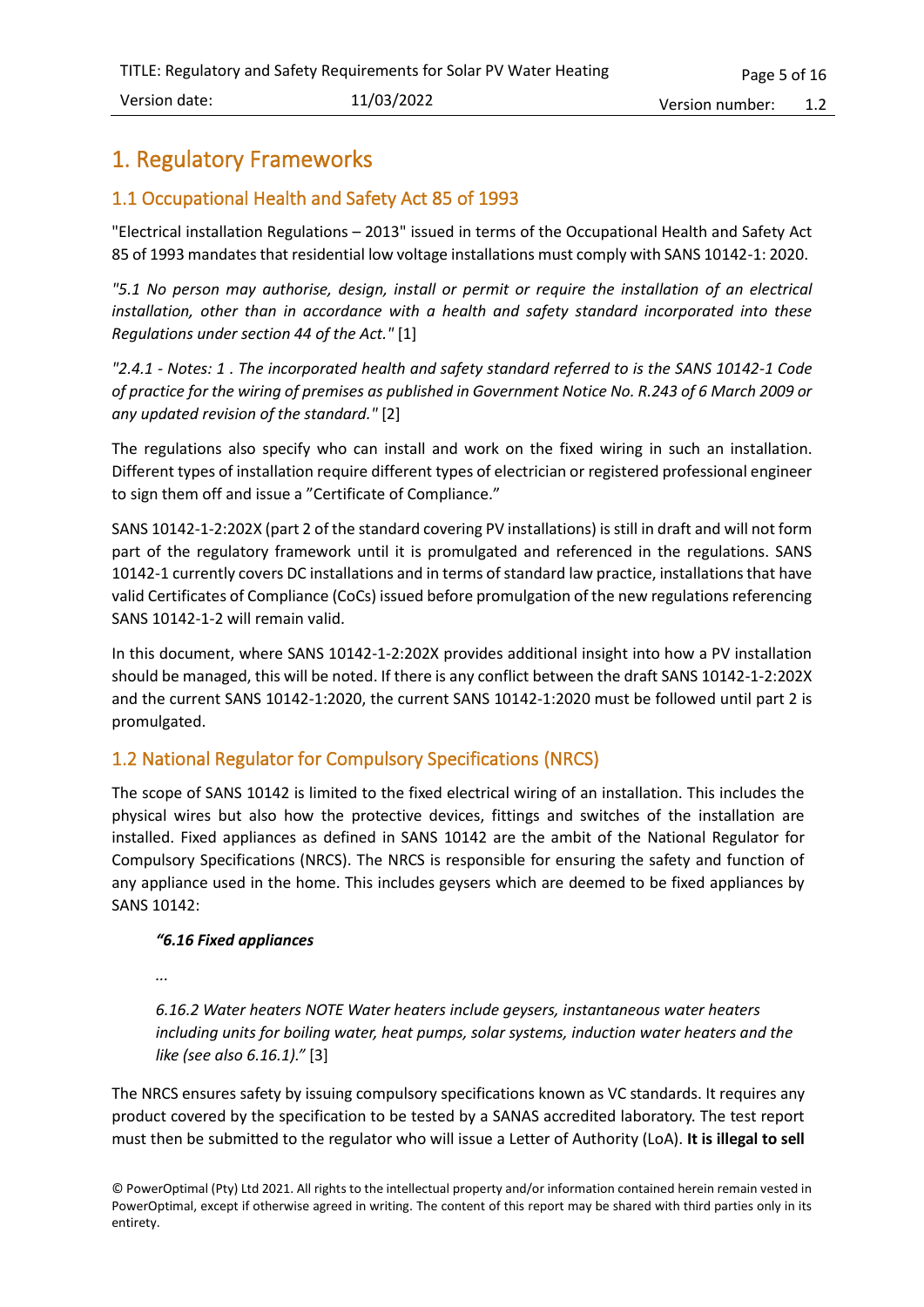# 1. Regulatory Frameworks

## 1.1 Occupational Health and Safety Act 85 of 1993

"Electrical installation Regulations – 2013" issued in terms of the Occupational Health and Safety Act 85 of 1993 mandates that residential low voltage installations must comply with SANS 10142-1: 2020.

*"5.1 No person may authorise, design, install or permit or require the installation of an electrical installation, other than in accordance with a health and safety standard incorporated into these Regulations under section 44 of the Act."* [1]

*"2.4.1 - Notes: 1 . The incorporated health and safety standard referred to is the SANS 10142-1 Code of practice for the wiring of premises as published in Government Notice No. R.243 of 6 March 2009 or any updated revision of the standard."* [2]

The regulations also specify who can install and work on the fixed wiring in such an installation. Different types of installation require different types of electrician or registered professional engineer to sign them off and issue a "Certificate of Compliance."

SANS 10142-1-2:202X (part 2 of the standard covering PV installations) is still in draft and will not form part of the regulatory framework until it is promulgated and referenced in the regulations. SANS 10142-1 currently covers DC installations and in terms of standard law practice, installations that have valid Certificates of Compliance (CoCs) issued before promulgation of the new regulations referencing SANS 10142-1-2 will remain valid.

In this document, where SANS 10142-1-2:202X provides additional insight into how a PV installation should be managed, this will be noted. If there is any conflict between the draft SANS 10142-1-2:202X and the current SANS 10142-1:2020, the current SANS 10142-1:2020 must be followed until part 2 is promulgated.

## 1.2 National Regulator for Compulsory Specifications (NRCS)

The scope of SANS 10142 is limited to the fixed electrical wiring of an installation. This includes the physical wires but also how the protective devices, fittings and switches of the installation are installed. Fixed appliances as defined in SANS 10142 are the ambit of the National Regulator for Compulsory Specifications (NRCS). The NRCS is responsible for ensuring the safety and function of any appliance used in the home. This includes geysers which are deemed to be fixed appliances by SANS 10142:

> ***"6.16 Fixed appliances***
>
> *...*
>
> *6.16.2 Water heaters NOTE Water heaters include geysers, instantaneous water heaters including units for boiling water, heat pumps, solar systems, induction water heaters and the like (see also 6.16.1)."* [3]

The NRCS ensures safety by issuing compulsory specifications known as VC standards. It requires any product covered by the specification to be tested by a SANAS accredited laboratory. The test report must then be submitted to the regulator who will issue a Letter of Authority (LoA). **It is illegal to sell**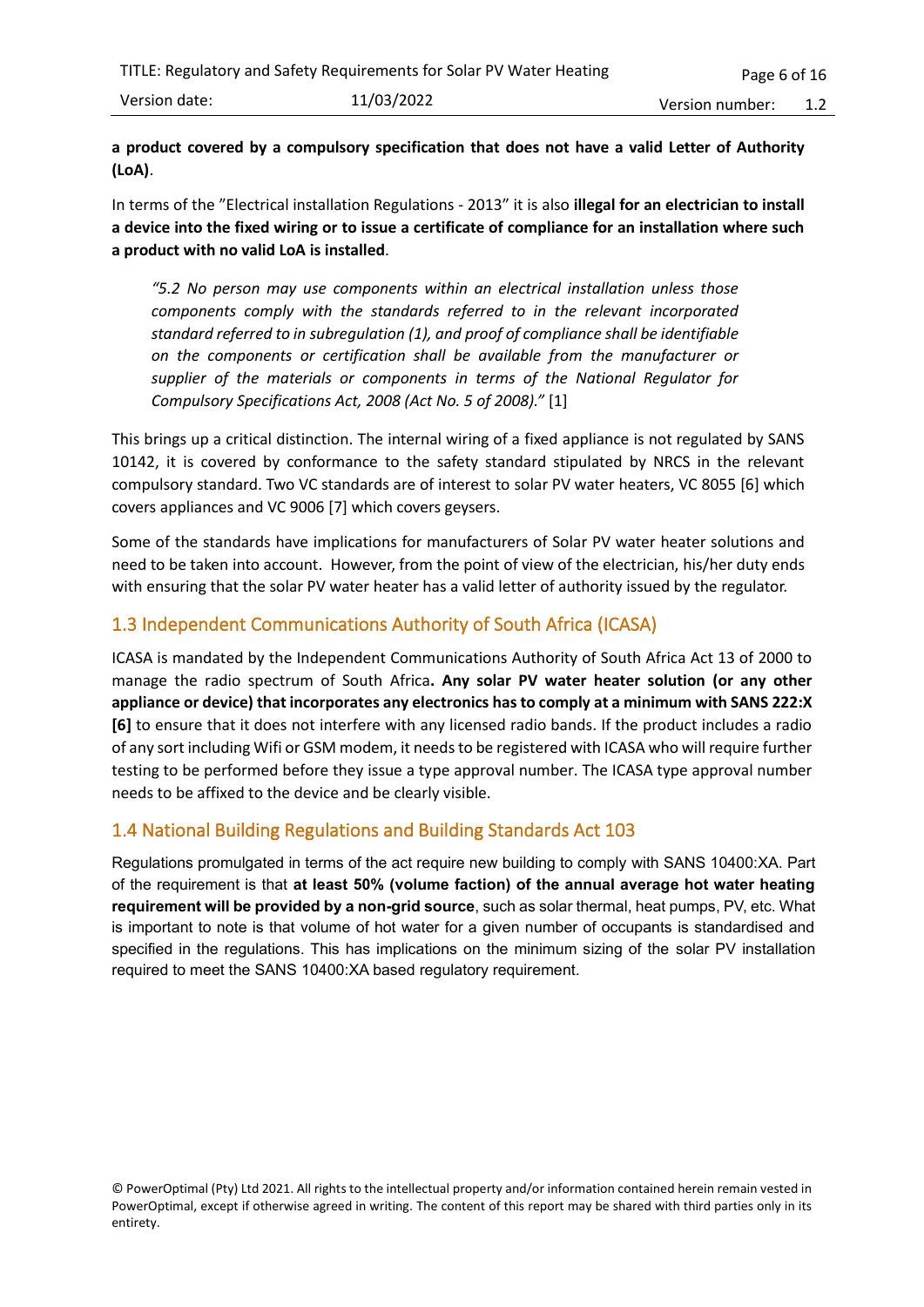**a product covered by a compulsory specification that does not have a valid Letter of Authority (LoA)**.

In terms of the "Electrical installation Regulations - 2013" it is also **illegal for an electrician to install a device into the fixed wiring or to issue a certificate of compliance for an installation where such a product with no valid LoA is installed**.

> *"5.2 No person may use components within an electrical installation unless those components comply with the standards referred to in the relevant incorporated standard referred to in subregulation (1), and proof of compliance shall be identifiable on the components or certification shall be available from the manufacturer or supplier of the materials or components in terms of the National Regulator for Compulsory Specifications Act, 2008 (Act No. 5 of 2008)."* [1]

This brings up a critical distinction. The internal wiring of a fixed appliance is not regulated by SANS 10142, it is covered by conformance to the safety standard stipulated by NRCS in the relevant compulsory standard. Two VC standards are of interest to solar PV water heaters, VC 8055 [6] which covers appliances and VC 9006 [7] which covers geysers.

Some of the standards have implications for manufacturers of Solar PV water heater solutions and need to be taken into account. However, from the point of view of the electrician, his/her duty ends with ensuring that the solar PV water heater has a valid letter of authority issued by the regulator.

## 1.3 Independent Communications Authority of South Africa (ICASA)

ICASA is mandated by the Independent Communications Authority of South Africa Act 13 of 2000 to manage the radio spectrum of South Africa**. Any solar PV water heater solution (or any other appliance or device) that incorporates any electronics has to comply at a minimum with SANS 222:X [6]** to ensure that it does not interfere with any licensed radio bands. If the product includes a radio of any sort including Wifi or GSM modem, it needs to be registered with ICASA who will require further testing to be performed before they issue a type approval number. The ICASA type approval number needs to be affixed to the device and be clearly visible.

## 1.4 National Building Regulations and Building Standards Act 103

Regulations promulgated in terms of the act require new building to comply with SANS 10400:XA. Part of the requirement is that **at least 50% (volume faction) of the annual average hot water heating requirement will be provided by a non-grid source**, such as solar thermal, heat pumps, PV, etc. What is important to note is that volume of hot water for a given number of occupants is standardised and specified in the regulations. This has implications on the minimum sizing of the solar PV installation required to meet the SANS 10400:XA based regulatory requirement.

© PowerOptimal (Pty) Ltd 2021. All rights to the intellectual property and/or information contained herein remain vested in PowerOptimal, except if otherwise agreed in writing. The content of this report may be shared with third parties only in its entirety.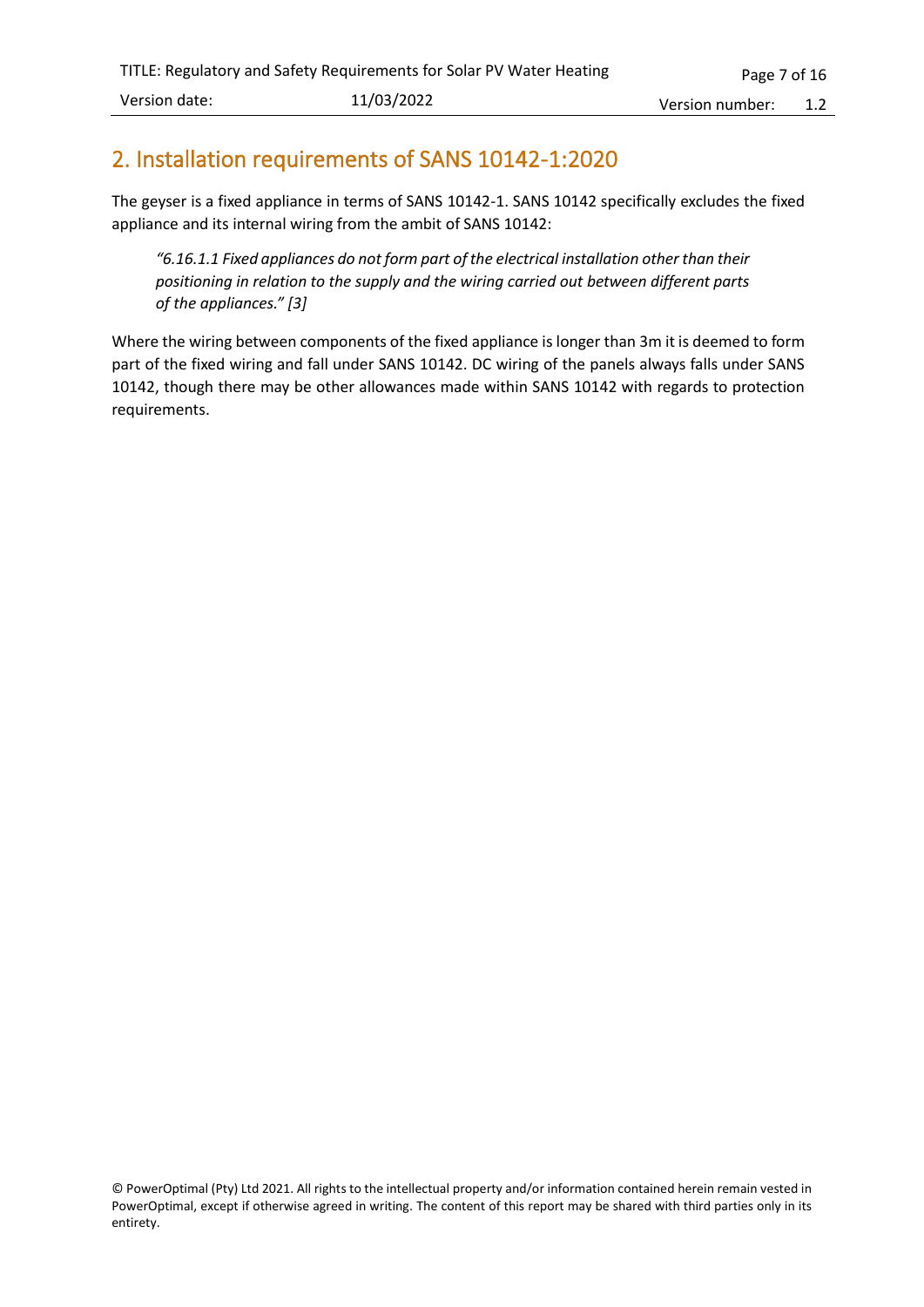## 2. Installation requirements of SANS 10142-1:2020

The geyser is a fixed appliance in terms of SANS 10142-1. SANS 10142 specifically excludes the fixed appliance and its internal wiring from the ambit of SANS 10142:

> *"6.16.1.1 Fixed appliances do not form part of the electrical installation other than their positioning in relation to the supply and the wiring carried out between different parts of the appliances." [3]*

Where the wiring between components of the fixed appliance is longer than 3m it is deemed to form part of the fixed wiring and fall under SANS 10142. DC wiring of the panels always falls under SANS 10142, though there may be other allowances made within SANS 10142 with regards to protection requirements.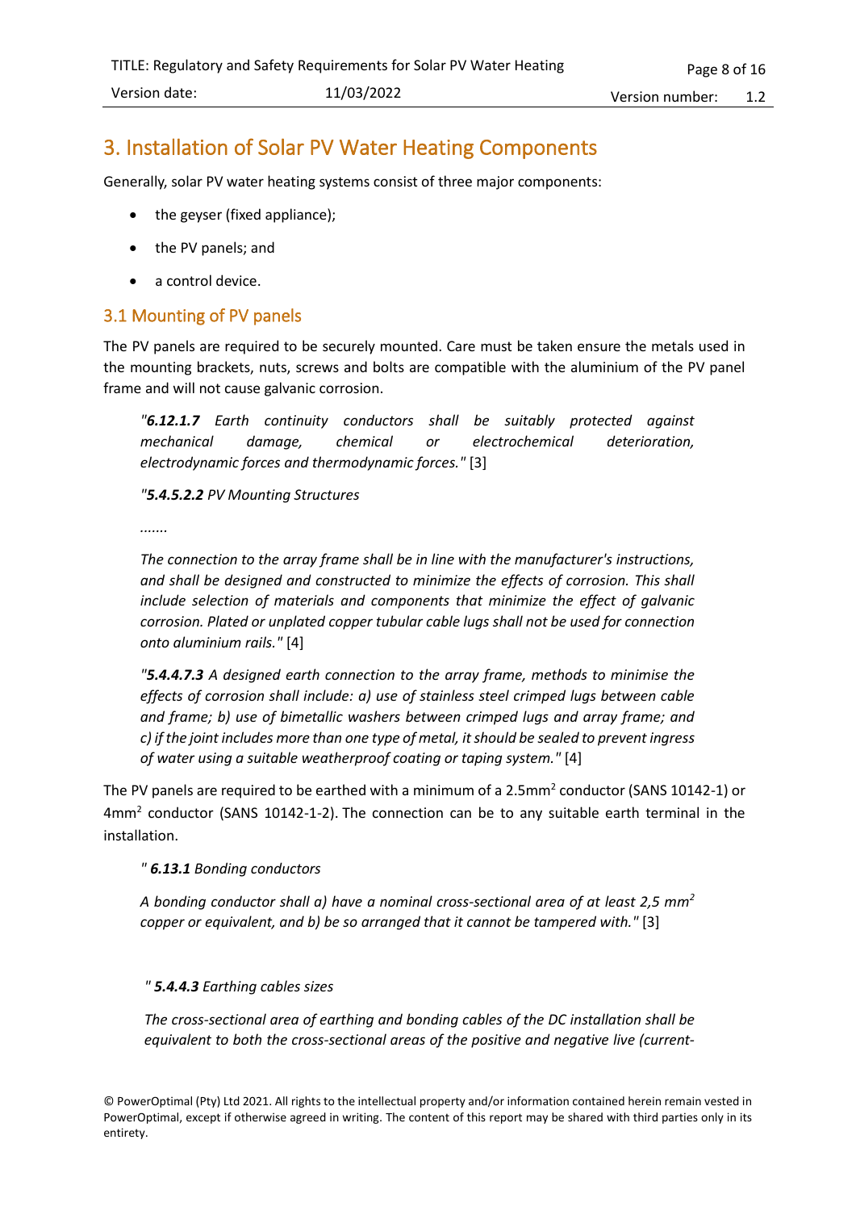# 3. Installation of Solar PV Water Heating Components

Generally, solar PV water heating systems consist of three major components:

- the geyser (fixed appliance);
- the PV panels; and
- a control device.

## 3.1 Mounting of PV panels

The PV panels are required to be securely mounted. Care must be taken ensure the metals used in the mounting brackets, nuts, screws and bolts are compatible with the aluminium of the PV panel frame and will not cause galvanic corrosion.

> *"**6.12.1.7** Earth continuity conductors shall be suitably protected against mechanical damage, chemical or electrochemical deterioration, electrodynamic forces and thermodynamic forces."* [3]
>
> *"**5.4.5.2.2** PV Mounting Structures*
>
> *.......*
>
> *The connection to the array frame shall be in line with the manufacturer's instructions, and shall be designed and constructed to minimize the effects of corrosion. This shall include selection of materials and components that minimize the effect of galvanic corrosion. Plated or unplated copper tubular cable lugs shall not be used for connection onto aluminium rails."* [4]
>
> *"**5.4.4.7.3** A designed earth connection to the array frame, methods to minimise the effects of corrosion shall include: a) use of stainless steel crimped lugs between cable and frame; b) use of bimetallic washers between crimped lugs and array frame; and c) if the joint includes more than one type of metal, it should be sealed to prevent ingress of water using a suitable weatherproof coating or taping system."* [4]

The PV panels are required to be earthed with a minimum of a 2.5mm$^2$ conductor (SANS 10142-1) or 4mm$^2$ conductor (SANS 10142-1-2). The connection can be to any suitable earth terminal in the installation.

> *" **6.13.1** Bonding conductors*
>
> *A bonding conductor shall a) have a nominal cross-sectional area of at least 2,5 mm$^2$ copper or equivalent, and b) be so arranged that it cannot be tampered with."* [3]

> *" **5.4.4.3** Earthing cables sizes*
>
> *The cross-sectional area of earthing and bonding cables of the DC installation shall be equivalent to both the cross-sectional areas of the positive and negative live (current-*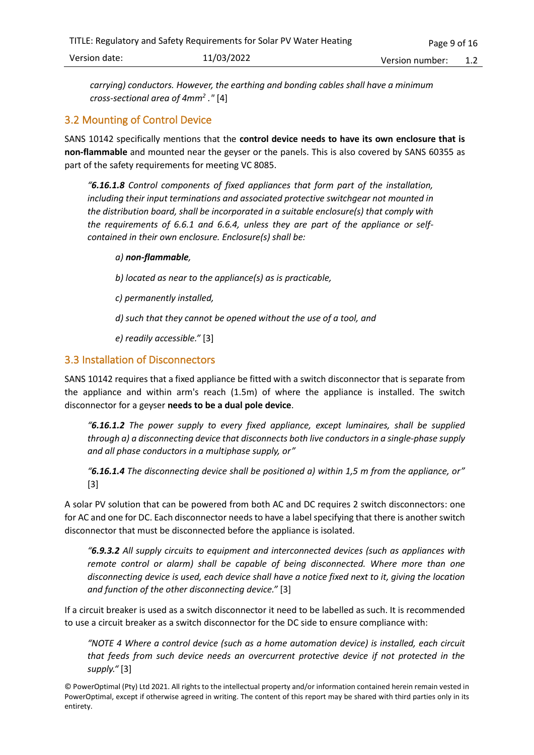*carrying) conductors. However, the earthing and bonding cables shall have a minimum cross-sectional area of 4mm$^2$ ."* [4]

## 3.2 Mounting of Control Device

SANS 10142 specifically mentions that the **control device needs to have its own enclosure that is non-flammable** and mounted near the geyser or the panels. This is also covered by SANS 60355 as part of the safety requirements for meeting VC 8085.

> *"**6.16.1.8** Control components of fixed appliances that form part of the installation, including their input terminations and associated protective switchgear not mounted in the distribution board, shall be incorporated in a suitable enclosure(s) that comply with the requirements of 6.6.1 and 6.6.4, unless they are part of the appliance or self-contained in their own enclosure. Enclosure(s) shall be:*
>
> *a) **non-flammable**,*
>
> *b) located as near to the appliance(s) as is practicable,*
>
> *c) permanently installed,*
>
> *d) such that they cannot be opened without the use of a tool, and*
>
> *e) readily accessible."* [3]

## 3.3 Installation of Disconnectors

SANS 10142 requires that a fixed appliance be fitted with a switch disconnector that is separate from the appliance and within arm's reach (1.5m) of where the appliance is installed. The switch disconnector for a geyser **needs to be a dual pole device**.

> *"**6.16.1.2** The power supply to every fixed appliance, except luminaires, shall be supplied through a) a disconnecting device that disconnects both live conductors in a single-phase supply and all phase conductors in a multiphase supply, or"*
>
> *"**6.16.1.4** The disconnecting device shall be positioned a) within 1,5 m from the appliance, or"* [3]

A solar PV solution that can be powered from both AC and DC requires 2 switch disconnectors: one for AC and one for DC. Each disconnector needs to have a label specifying that there is another switch disconnector that must be disconnected before the appliance is isolated.

> *"**6.9.3.2** All supply circuits to equipment and interconnected devices (such as appliances with remote control or alarm) shall be capable of being disconnected. Where more than one disconnecting device is used, each device shall have a notice fixed next to it, giving the location and function of the other disconnecting device."* [3]

If a circuit breaker is used as a switch disconnector it need to be labelled as such. It is recommended to use a circuit breaker as a switch disconnector for the DC side to ensure compliance with:

> *"NOTE 4 Where a control device (such as a home automation device) is installed, each circuit that feeds from such device needs an overcurrent protective device if not protected in the supply."* [3]

© PowerOptimal (Pty) Ltd 2021. All rights to the intellectual property and/or information contained herein remain vested in PowerOptimal, except if otherwise agreed in writing. The content of this report may be shared with third parties only in its entirety.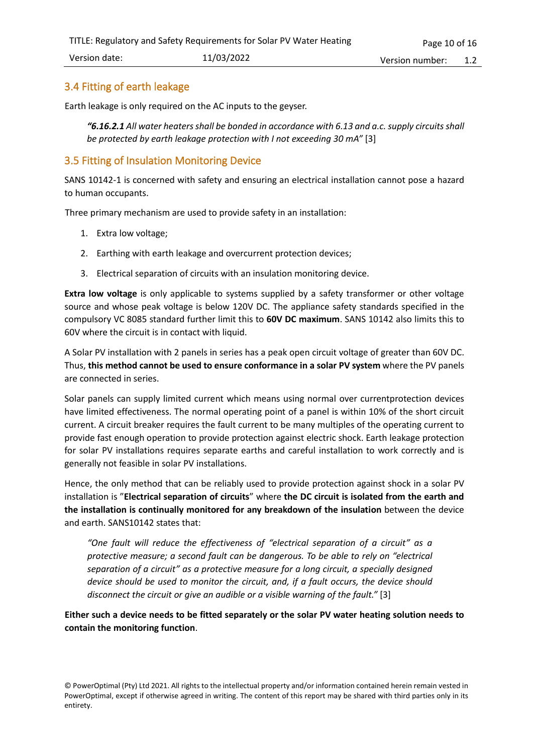## 3.4 Fitting of earth leakage

Earth leakage is only required on the AC inputs to the geyser.

> ***"6.16.2.1** All water heaters shall be bonded in accordance with 6.13 and a.c. supply circuits shall be protected by earth leakage protection with I not exceeding 30 mA"* [3]

## 3.5 Fitting of Insulation Monitoring Device

SANS 10142-1 is concerned with safety and ensuring an electrical installation cannot pose a hazard to human occupants.

Three primary mechanism are used to provide safety in an installation:

1. Extra low voltage;
2. Earthing with earth leakage and overcurrent protection devices;
3. Electrical separation of circuits with an insulation monitoring device.

**Extra low voltage** is only applicable to systems supplied by a safety transformer or other voltage source and whose peak voltage is below 120V DC. The appliance safety standards specified in the compulsory VC 8085 standard further limit this to **60V DC maximum**. SANS 10142 also limits this to 60V where the circuit is in contact with liquid.

A Solar PV installation with 2 panels in series has a peak open circuit voltage of greater than 60V DC. Thus, **this method cannot be used to ensure conformance in a solar PV system** where the PV panels are connected in series.

Solar panels can supply limited current which means using normal over currentprotection devices have limited effectiveness. The normal operating point of a panel is within 10% of the short circuit current. A circuit breaker requires the fault current to be many multiples of the operating current to provide fast enough operation to provide protection against electric shock. Earth leakage protection for solar PV installations requires separate earths and careful installation to work correctly and is generally not feasible in solar PV installations.

Hence, the only method that can be reliably used to provide protection against shock in a solar PV installation is "**Electrical separation of circuits**" where **the DC circuit is isolated from the earth and the installation is continually monitored for any breakdown of the insulation** between the device and earth. SANS10142 states that:

> *"One fault will reduce the effectiveness of "electrical separation of a circuit" as a protective measure; a second fault can be dangerous. To be able to rely on "electrical separation of a circuit" as a protective measure for a long circuit, a specially designed device should be used to monitor the circuit, and, if a fault occurs, the device should disconnect the circuit or give an audible or a visible warning of the fault."* [3]

**Either such a device needs to be fitted separately or the solar PV water heating solution needs to contain the monitoring function**.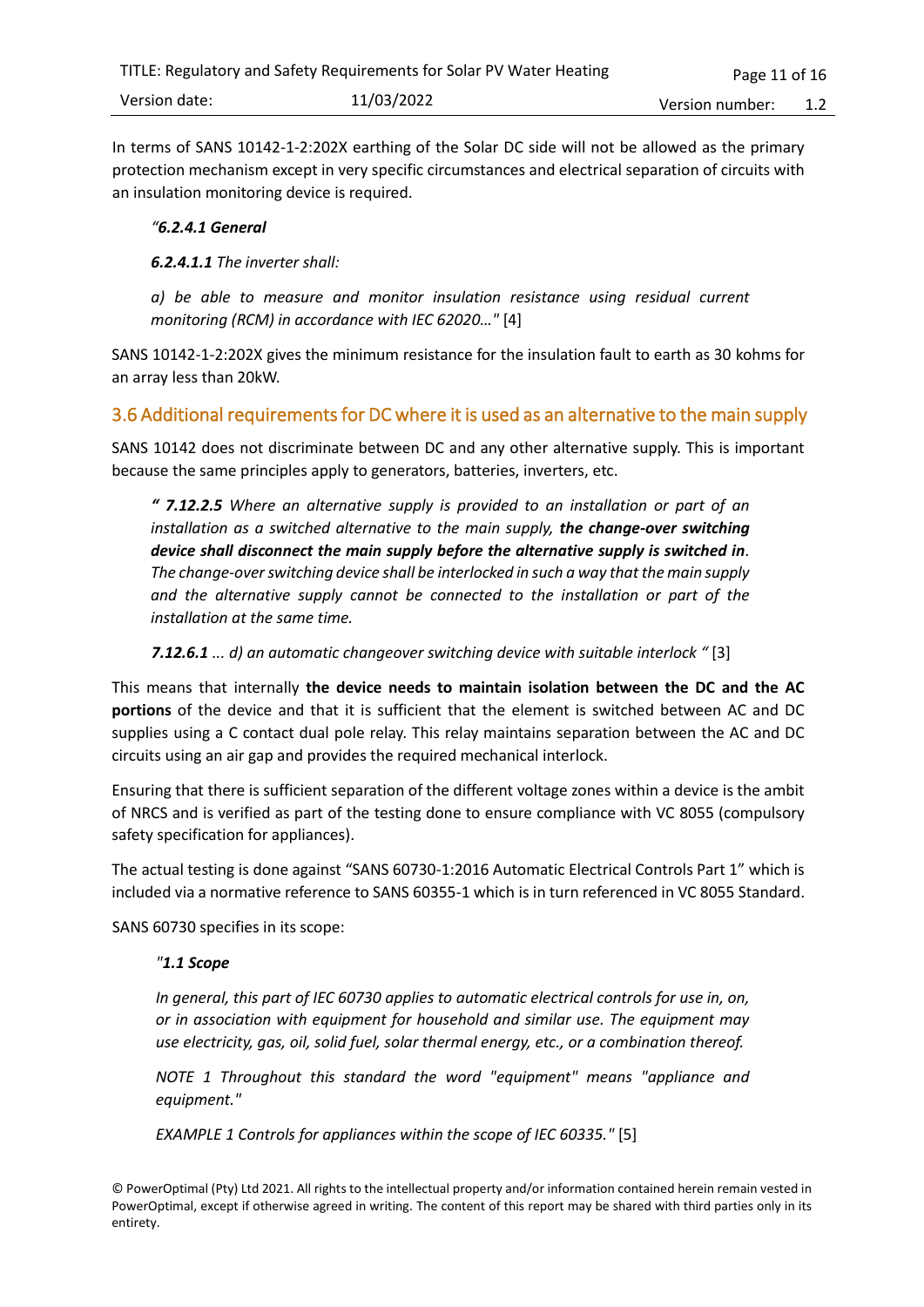In terms of SANS 10142-1-2:202X earthing of the Solar DC side will not be allowed as the primary protection mechanism except in very specific circumstances and electrical separation of circuits with an insulation monitoring device is required.

> *"**6.2.4.1 General***
>
> ***6.2.4.1.1** The inverter shall:*
>
> *a) be able to measure and monitor insulation resistance using residual current monitoring (RCM) in accordance with IEC 62020…"* [4]

SANS 10142-1-2:202X gives the minimum resistance for the insulation fault to earth as 30 kohms for an array less than 20kW.

## 3.6 Additional requirements for DC where it is used as an alternative to the main supply

SANS 10142 does not discriminate between DC and any other alternative supply. This is important because the same principles apply to generators, batteries, inverters, etc.

> ***" 7.12.2.5** Where an alternative supply is provided to an installation or part of an installation as a switched alternative to the main supply, **the change-over switching device shall disconnect the main supply before the alternative supply is switched in**. The change-over switching device shall be interlocked in such a way that the main supply and the alternative supply cannot be connected to the installation or part of the installation at the same time.*
>
> ***7.12.6.1** … d) an automatic changeover switching device with suitable interlock "* [3]

This means that internally **the device needs to maintain isolation between the DC and the AC portions** of the device and that it is sufficient that the element is switched between AC and DC supplies using a C contact dual pole relay. This relay maintains separation between the AC and DC circuits using an air gap and provides the required mechanical interlock.

Ensuring that there is sufficient separation of the different voltage zones within a device is the ambit of NRCS and is verified as part of the testing done to ensure compliance with VC 8055 (compulsory safety specification for appliances).

The actual testing is done against "SANS 60730-1:2016 Automatic Electrical Controls Part 1" which is included via a normative reference to SANS 60355-1 which is in turn referenced in VC 8055 Standard.

SANS 60730 specifies in its scope:

> *"**1.1 Scope***
>
> *In general, this part of IEC 60730 applies to automatic electrical controls for use in, on, or in association with equipment for household and similar use. The equipment may use electricity, gas, oil, solid fuel, solar thermal energy, etc., or a combination thereof.*
>
> *NOTE 1 Throughout this standard the word "equipment" means "appliance and equipment."*
>
> *EXAMPLE 1 Controls for appliances within the scope of IEC 60335."* [5]

© PowerOptimal (Pty) Ltd 2021. All rights to the intellectual property and/or information contained herein remain vested in PowerOptimal, except if otherwise agreed in writing. The content of this report may be shared with third parties only in its entirety.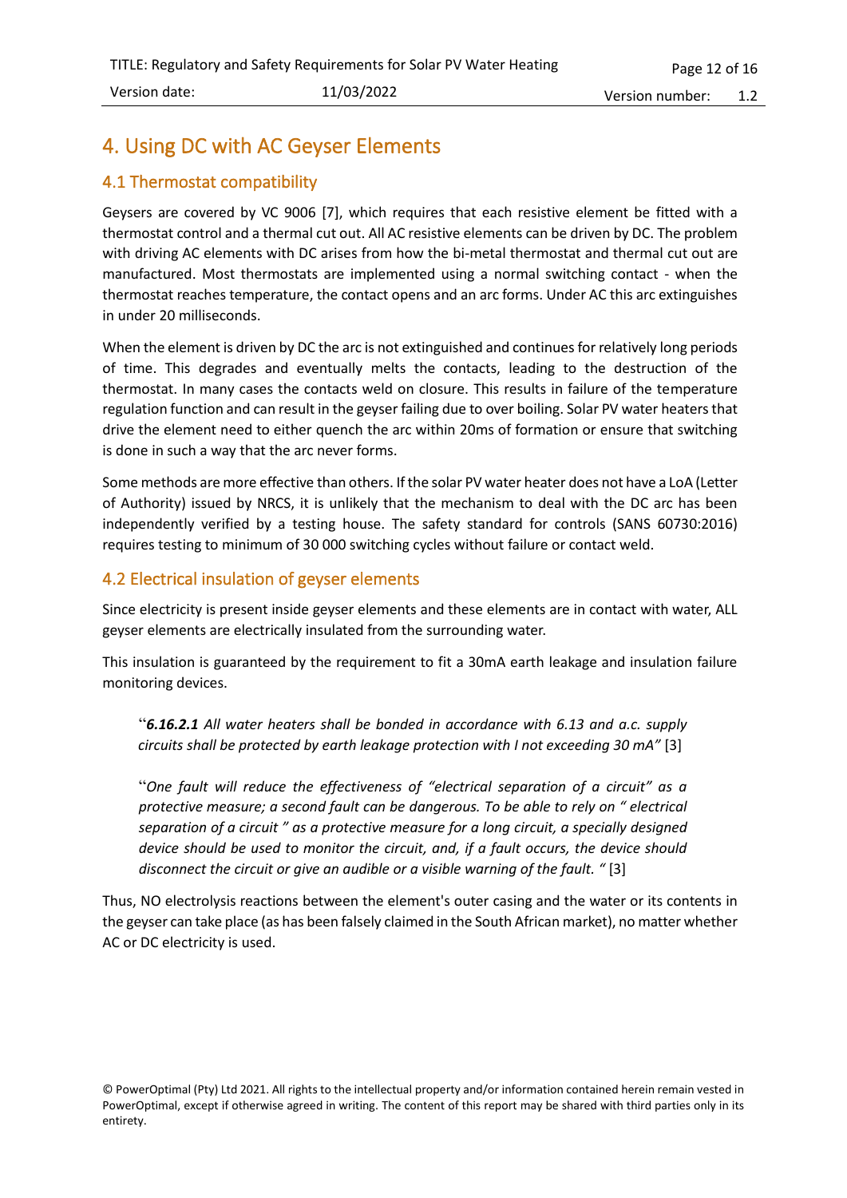# 4. Using DC with AC Geyser Elements

## 4.1 Thermostat compatibility

Geysers are covered by VC 9006 [7], which requires that each resistive element be fitted with a thermostat control and a thermal cut out. All AC resistive elements can be driven by DC. The problem with driving AC elements with DC arises from how the bi-metal thermostat and thermal cut out are manufactured. Most thermostats are implemented using a normal switching contact - when the thermostat reaches temperature, the contact opens and an arc forms. Under AC this arc extinguishes in under 20 milliseconds.

When the element is driven by DC the arc is not extinguished and continues for relatively long periods of time. This degrades and eventually melts the contacts, leading to the destruction of the thermostat. In many cases the contacts weld on closure. This results in failure of the temperature regulation function and can result in the geyser failing due to over boiling. Solar PV water heaters that drive the element need to either quench the arc within 20ms of formation or ensure that switching is done in such a way that the arc never forms.

Some methods are more effective than others. If the solar PV water heater does not have a LoA (Letter of Authority) issued by NRCS, it is unlikely that the mechanism to deal with the DC arc has been independently verified by a testing house. The safety standard for controls (SANS 60730:2016) requires testing to minimum of 30 000 switching cycles without failure or contact weld.

## 4.2 Electrical insulation of geyser elements

Since electricity is present inside geyser elements and these elements are in contact with water, ALL geyser elements are electrically insulated from the surrounding water.

This insulation is guaranteed by the requirement to fit a 30mA earth leakage and insulation failure monitoring devices.

> "***6.16.2.1** All water heaters shall be bonded in accordance with 6.13 and a.c. supply circuits shall be protected by earth leakage protection with I not exceeding 30 mA"* [3]
>
> "*One fault will reduce the effectiveness of "electrical separation of a circuit" as a protective measure; a second fault can be dangerous. To be able to rely on " electrical separation of a circuit " as a protective measure for a long circuit, a specially designed device should be used to monitor the circuit, and, if a fault occurs, the device should disconnect the circuit or give an audible or a visible warning of the fault. "* [3]

Thus, NO electrolysis reactions between the element's outer casing and the water or its contents in the geyser can take place (as has been falsely claimed in the South African market), no matter whether AC or DC electricity is used.

© PowerOptimal (Pty) Ltd 2021. All rights to the intellectual property and/or information contained herein remain vested in PowerOptimal, except if otherwise agreed in writing. The content of this report may be shared with third parties only in its entirety.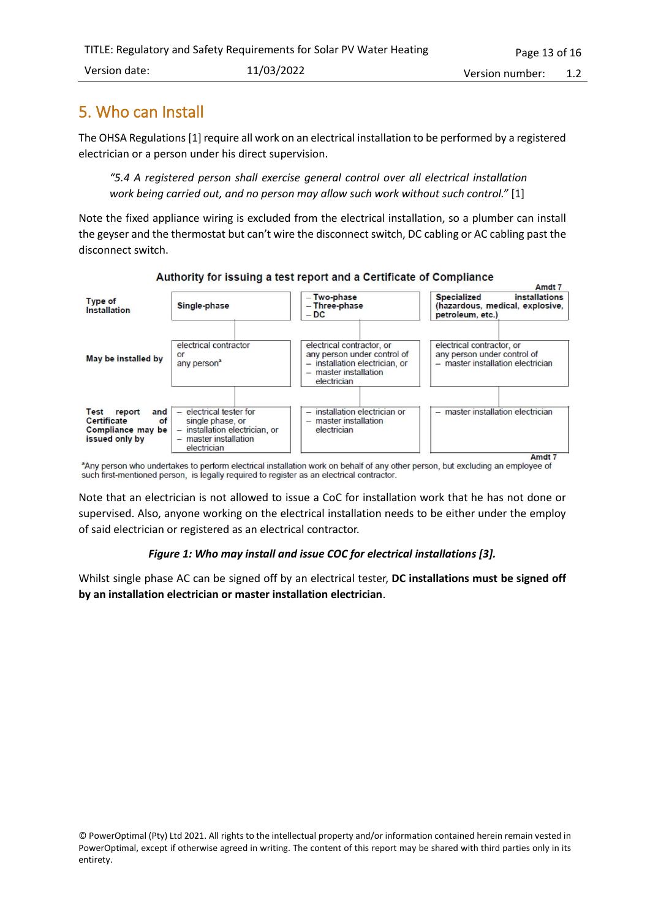## 5. Who can Install

The OHSA Regulations [1] require all work on an electrical installation to be performed by a registered electrician or a person under his direct supervision.

> *"5.4 A registered person shall exercise general control over all electrical installation work being carried out, and no person may allow such work without such control."* [1]

Note the fixed appliance wiring is excluded from the electrical installation, so a plumber can install the geyser and the thermostat but can't wire the disconnect switch, DC cabling or AC cabling past the disconnect switch.

**Authority for issuing a test report and a Certificate of Compliance**

| | | | Amdt 7 |
|---|---|---|---|
| **Type of Installation** | **Single-phase** | – **Two-phase**<br>– **Three-phase**<br>– **DC** | **Specialized installations (hazardous, medical, explosive, petroleum, etc.)** |
| **May be installed by** | electrical contractor or any person[a] | electrical contractor, or any person under control of<br>– installation electrician, or<br>– master installation electrician | electrical contractor, or any person under control of<br>– master installation electrician |
| **Test report and Certificate of Compliance may be issued only by** | – electrical tester for single phase, or<br>– installation electrician, or<br>– master installation electrician | – installation electrician or<br>– master installation electrician | – master installation electrician |

Amdt 7

[a]Any person who undertakes to perform electrical installation work on behalf of any other person, but excluding an employee of such first-mentioned person, is legally required to register as an electrical contractor.

Note that an electrician is not allowed to issue a CoC for installation work that he has not done or supervised. Also, anyone working on the electrical installation needs to be either under the employ of said electrician or registered as an electrical contractor.

***Figure 1: Who may install and issue COC for electrical installations [3].***

Whilst single phase AC can be signed off by an electrical tester, **DC installations must be signed off by an installation electrician or master installation electrician**.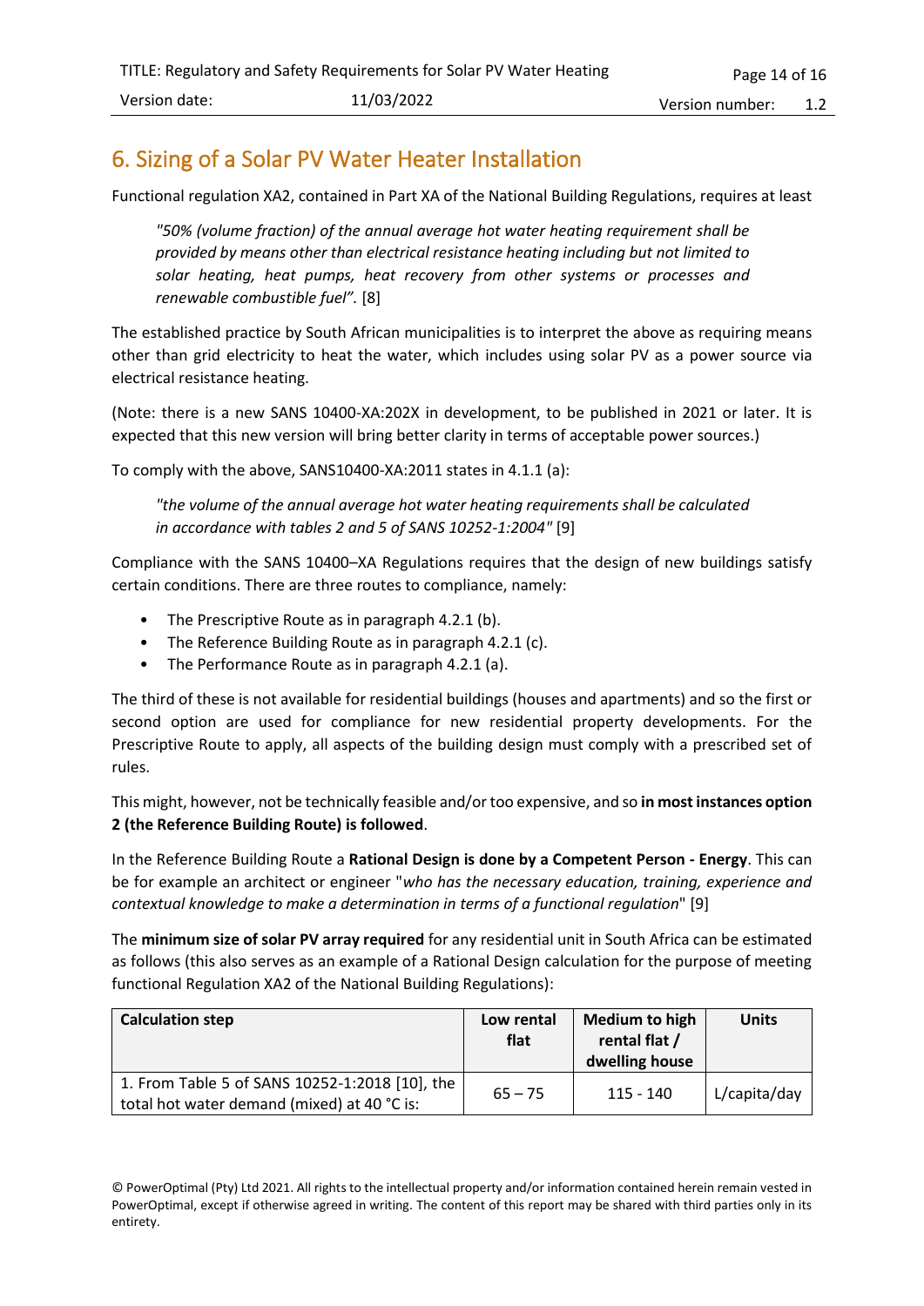## 6. Sizing of a Solar PV Water Heater Installation

Functional regulation XA2, contained in Part XA of the National Building Regulations, requires at least

> *"50% (volume fraction) of the annual average hot water heating requirement shall be provided by means other than electrical resistance heating including but not limited to solar heating, heat pumps, heat recovery from other systems or processes and renewable combustible fuel".* [8]

The established practice by South African municipalities is to interpret the above as requiring means other than grid electricity to heat the water, which includes using solar PV as a power source via electrical resistance heating.

(Note: there is a new SANS 10400-XA:202X in development, to be published in 2021 or later. It is expected that this new version will bring better clarity in terms of acceptable power sources.)

To comply with the above, SANS10400-XA:2011 states in 4.1.1 (a):

> *"the volume of the annual average hot water heating requirements shall be calculated in accordance with tables 2 and 5 of SANS 10252-1:2004"* [9]

Compliance with the SANS 10400–XA Regulations requires that the design of new buildings satisfy certain conditions. There are three routes to compliance, namely:

- The Prescriptive Route as in paragraph 4.2.1 (b).
- The Reference Building Route as in paragraph 4.2.1 (c).
- The Performance Route as in paragraph 4.2.1 (a).

The third of these is not available for residential buildings (houses and apartments) and so the first or second option are used for compliance for new residential property developments. For the Prescriptive Route to apply, all aspects of the building design must comply with a prescribed set of rules.

This might, however, not be technically feasible and/or too expensive, and so **in most instances option 2 (the Reference Building Route) is followed**.

In the Reference Building Route a **Rational Design is done by a Competent Person - Energy**. This can be for example an architect or engineer "*who has the necessary education, training, experience and contextual knowledge to make a determination in terms of a functional regulation*" [9]

The **minimum size of solar PV array required** for any residential unit in South Africa can be estimated as follows (this also serves as an example of a Rational Design calculation for the purpose of meeting functional Regulation XA2 of the National Building Regulations):

| Calculation step | Low rental flat | Medium to high rental flat / dwelling house | Units |
|---|---|---|---|
| 1. From Table 5 of SANS 10252-1:2018 [10], the total hot water demand (mixed) at 40 °C is: | 65 – 75 | 115 - 140 | L/capita/day |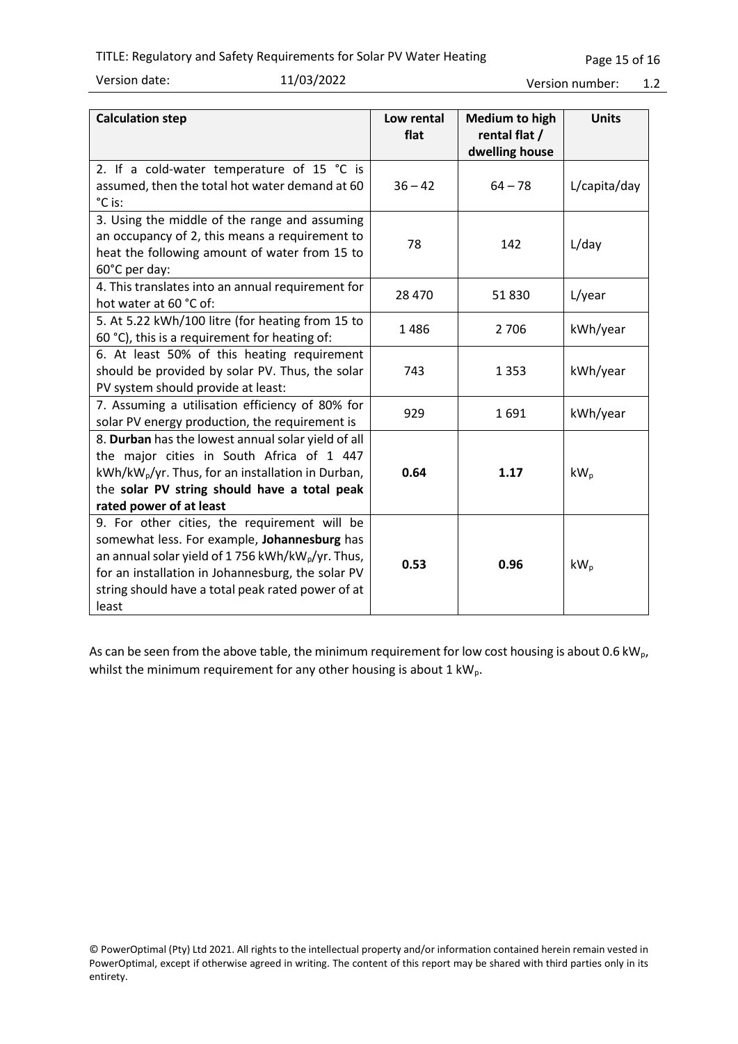| Calculation step | Low rental flat | Medium to high rental flat / dwelling house | Units |
|---|---|---|---|
| 2. If a cold-water temperature of 15 °C is assumed, then the total hot water demand at 60 °C is: | 36 – 42 | 64 – 78 | L/capita/day |
| 3. Using the middle of the range and assuming an occupancy of 2, this means a requirement to heat the following amount of water from 15 to 60°C per day: | 78 | 142 | L/day |
| 4. This translates into an annual requirement for hot water at 60 °C of: | 28 470 | 51 830 | L/year |
| 5. At 5.22 kWh/100 litre (for heating from 15 to 60 °C), this is a requirement for heating of: | 1 486 | 2 706 | kWh/year |
| 6. At least 50% of this heating requirement should be provided by solar PV. Thus, the solar PV system should provide at least: | 743 | 1 353 | kWh/year |
| 7. Assuming a utilisation efficiency of 80% for solar PV energy production, the requirement is | 929 | 1 691 | kWh/year |
| 8. **Durban** has the lowest annual solar yield of all the major cities in South Africa of 1 447 kWh/$kW_p$/yr. Thus, for an installation in Durban, the **solar PV string should have a total peak rated power of at least** | **0.64** | **1.17** | $kW_p$ |
| 9. For other cities, the requirement will be somewhat less. For example, **Johannesburg** has an annual solar yield of 1 756 kWh/$kW_p$/yr. Thus, for an installation in Johannesburg, the solar PV string should have a total peak rated power of at least | **0.53** | **0.96** | $kW_p$ |

As can be seen from the above table, the minimum requirement for low cost housing is about 0.6 $kW_p$, whilst the minimum requirement for any other housing is about 1 $kW_p$.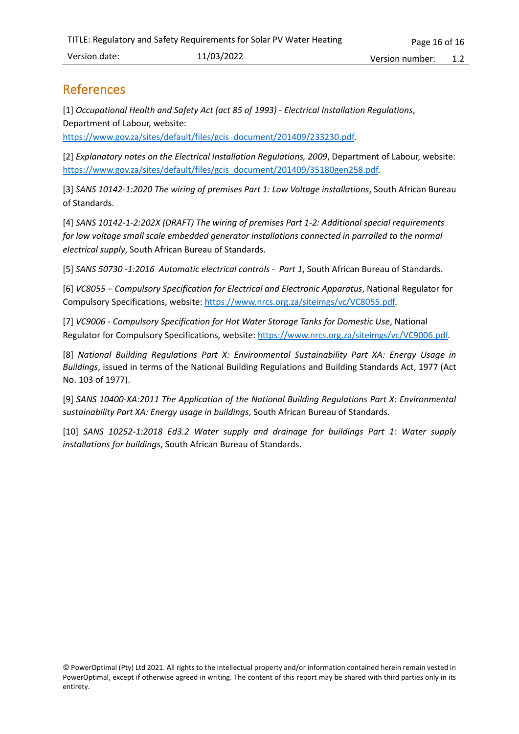## References

[1] *Occupational Health and Safety Act (act 85 of 1993) - Electrical Installation Regulations*, Department of Labour, website: https://www.gov.za/sites/default/files/gcis_document/201409/233230.pdf.

[2] *Explanatory notes on the Electrical Installation Regulations, 2009*, Department of Labour, website: https://www.gov.za/sites/default/files/gcis_document/201409/35180gen258.pdf.

[3] *SANS 10142-1:2020 The wiring of premises Part 1: Low Voltage installations*, South African Bureau of Standards.

[4] *SANS 10142-1-2:202X (DRAFT) The wiring of premises Part 1-2: Additional special requirements for low voltage small scale embedded generator installations connected in parralled to the normal electrical supply*, South African Bureau of Standards.

[5] *SANS 50730 -1:2016 Automatic electrical controls - Part 1*, South African Bureau of Standards.

[6] *VC8055 – Compulsory Specification for Electrical and Electronic Apparatus*, National Regulator for Compulsory Specifications, website: https://www.nrcs.org.za/siteimgs/vc/VC8055.pdf.

[7] *VC9006 - Compulsory Specification for Hot Water Storage Tanks for Domestic Use*, National Regulator for Compulsory Specifications, website: https://www.nrcs.org.za/siteimgs/vc/VC9006.pdf.

[8] *National Building Regulations Part X: Environmental Sustainability Part XA: Energy Usage in Buildings*, issued in terms of the National Building Regulations and Building Standards Act, 1977 (Act No. 103 of 1977).

[9] *SANS 10400-XA:2011 The Application of the National Building Regulations Part X: Environmental sustainability Part XA: Energy usage in buildings*, South African Bureau of Standards.

[10] *SANS 10252-1:2018 Ed3.2 Water supply and drainage for buildings Part 1: Water supply installations for buildings*, South African Bureau of Standards.

© PowerOptimal (Pty) Ltd 2021. All rights to the intellectual property and/or information contained herein remain vested in PowerOptimal, except if otherwise agreed in writing. The content of this report may be shared with third parties only in its entirety.